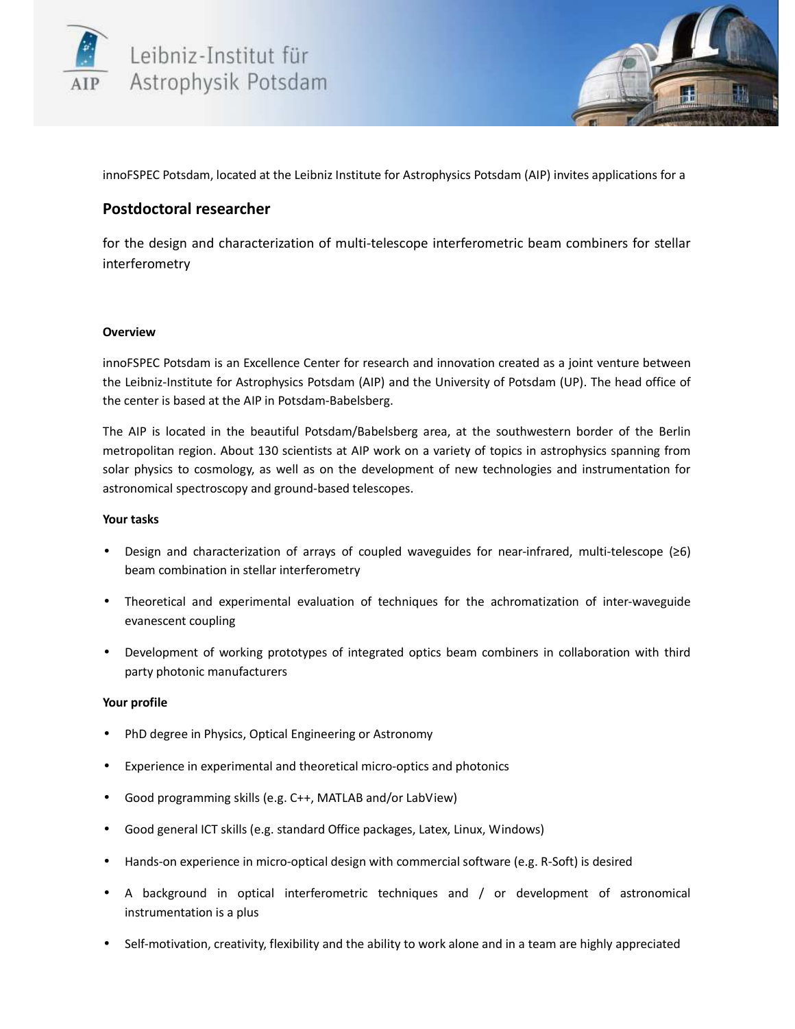innoFSPEC Potsdam, located at the Leibniz Institute for Astrophysics Potsdam (AIP) invites applications for a

## Postdoctoral researcher

for the design and characterization of multi-telescope interferometric beam combiners for stellar interferometry

#### Overview

innoFSPEC Potsdam is an Excellence Center for research and innovation created as a joint venture between the Leibniz-Institute for Astrophysics Potsdam (AIP) and the University of Potsdam (UP). The head office of the center is based at the AIP in Potsdam-Babelsberg.

The AIP is located in the beautiful Potsdam/Babelsberg area, at the southwestern border of the Berlin metropolitan region. About 130 scientists at AIP work on a variety of topics in astrophysics spanning from solar physics to cosmology, as well as on the development of new technologies and instrumentation for astronomical spectroscopy and ground-based telescopes.

#### Your tasks

- Design and characterization of arrays of coupled waveguides for near-infrared, multi-telescope (≥6) beam combination in stellar interferometry
- Theoretical and experimental evaluation of techniques for the achromatization of inter-waveguide evanescent coupling
- Development of working prototypes of integrated optics beam combiners in collaboration with third party photonic manufacturers

#### Your profile

- PhD degree in Physics, Optical Engineering or Astronomy
- Experience in experimental and theoretical micro-optics and photonics
- Good programming skills (e.g. C++, MATLAB and/or LabView)
- Good general ICT skills (e.g. standard Office packages, Latex, Linux, Windows)
- Hands-on experience in micro-optical design with commercial software (e.g. R-Soft) is desired
- A background in optical interferometric techniques and / or development of astronomical instrumentation is a plus
- Self-motivation, creativity, flexibility and the ability to work alone and in a team are highly appreciated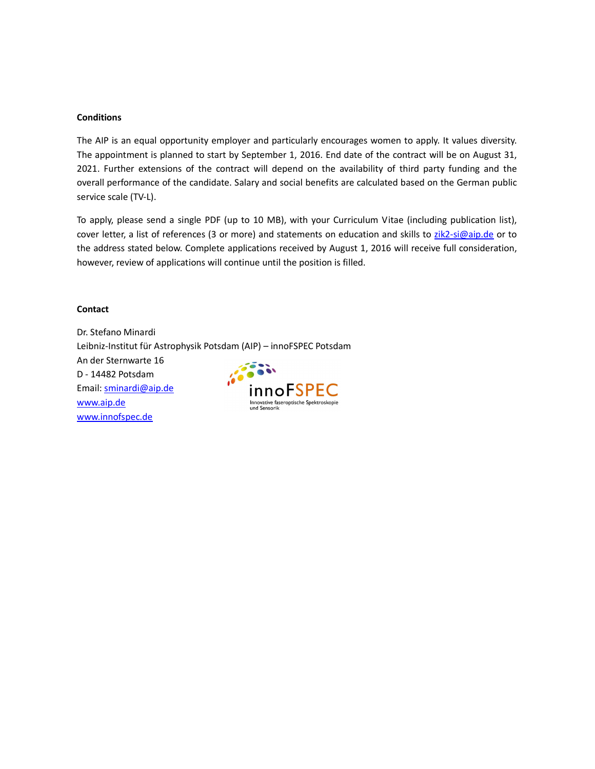**Conditions**

The AIP is an equal opportunity employer and particularly encourages women to apply. It values diversity. The appointment is planned to start by September 1, 2016. End date of the contract will be on August 31, 2021. Further extensions of the contract will depend on the availability of third party funding and the overall performance of the candidate. Salary and social benefits are calculated based on the German public service scale (TV-L).

To apply, please send a single PDF (up to 10 MB), with your Curriculum Vitae (including publication list), cover letter, a list of references (3 or more) and statements on education and skills to zik2-si@aip.de or to the address stated below. Complete applications received by August 1, 2016 will receive full consideration, however, review of applications will continue until the position is filled.

**Contact**

Dr. Stefano Minardi
Leibniz-Institut für Astrophysik Potsdam (AIP) – innoFSPEC Potsdam
An der Sternwarte 16
D - 14482 Potsdam
Email: sminardi@aip.de
www.aip.de
www.innofspec.de

innoFSPEC
Innovative faseroptische Spektroskopie und Sensorik